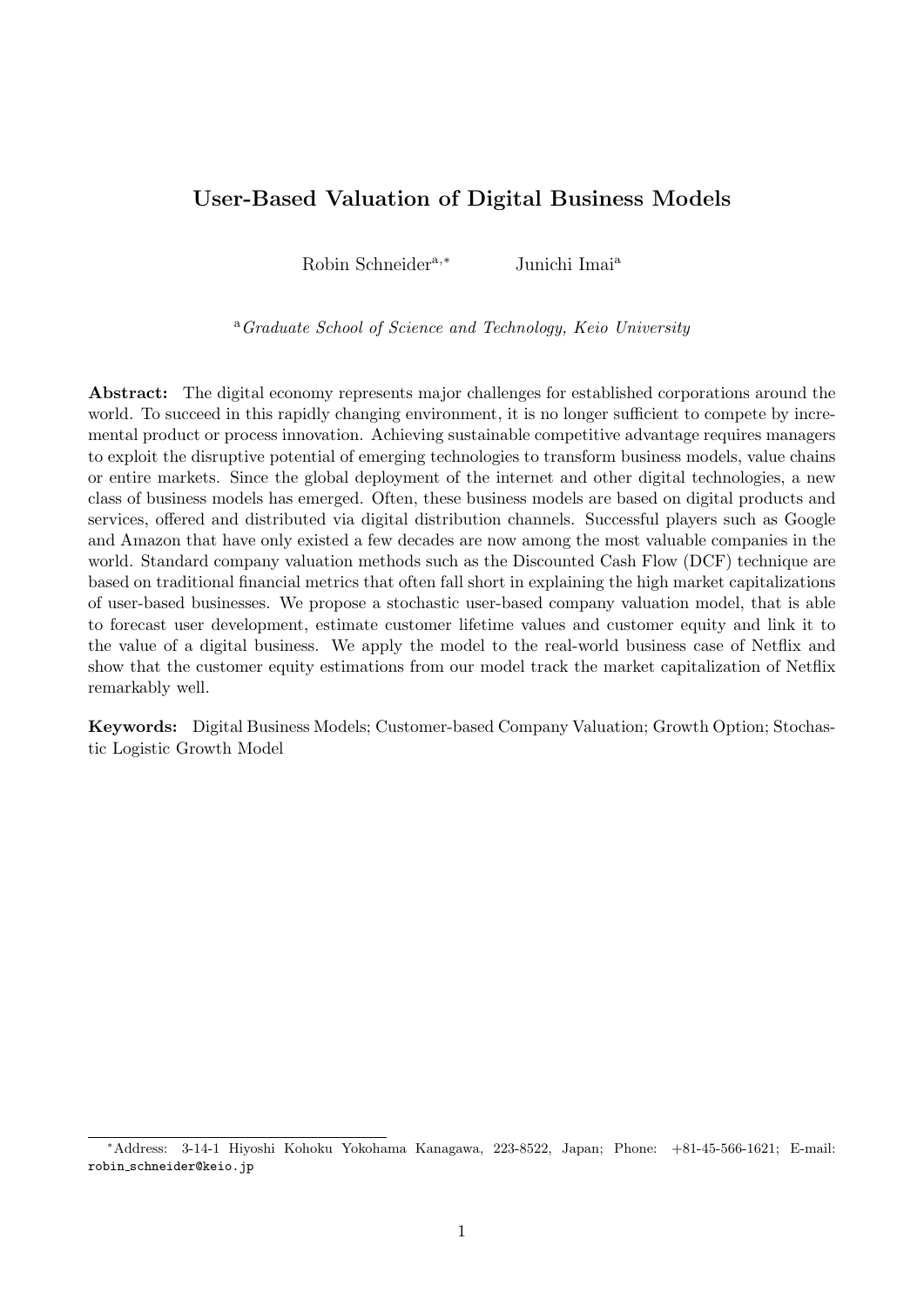# User-Based Valuation of Digital Business Models

Robin Schneider[a,*] Junichi Imai[a]

[a] *Graduate School of Science and Technology, Keio University*

**Abstract:** The digital economy represents major challenges for established corporations around the world. To succeed in this rapidly changing environment, it is no longer sufficient to compete by incremental product or process innovation. Achieving sustainable competitive advantage requires managers to exploit the disruptive potential of emerging technologies to transform business models, value chains or entire markets. Since the global deployment of the internet and other digital technologies, a new class of business models has emerged. Often, these business models are based on digital products and services, offered and distributed via digital distribution channels. Successful players such as Google and Amazon that have only existed a few decades are now among the most valuable companies in the world. Standard company valuation methods such as the Discounted Cash Flow (DCF) technique are based on traditional financial metrics that often fall short in explaining the high market capitalizations of user-based businesses. We propose a stochastic user-based company valuation model, that is able to forecast user development, estimate customer lifetime values and customer equity and link it to the value of a digital business. We apply the model to the real-world business case of Netflix and show that the customer equity estimations from our model track the market capitalization of Netflix remarkably well.

**Keywords:** Digital Business Models; Customer-based Company Valuation; Growth Option; Stochastic Logistic Growth Model

---

[*] Address: 3-14-1 Hiyoshi Kohoku Yokohama Kanagawa, 223-8522, Japan; Phone: +81-45-566-1621; E-mail: robin_schneider@keio.jp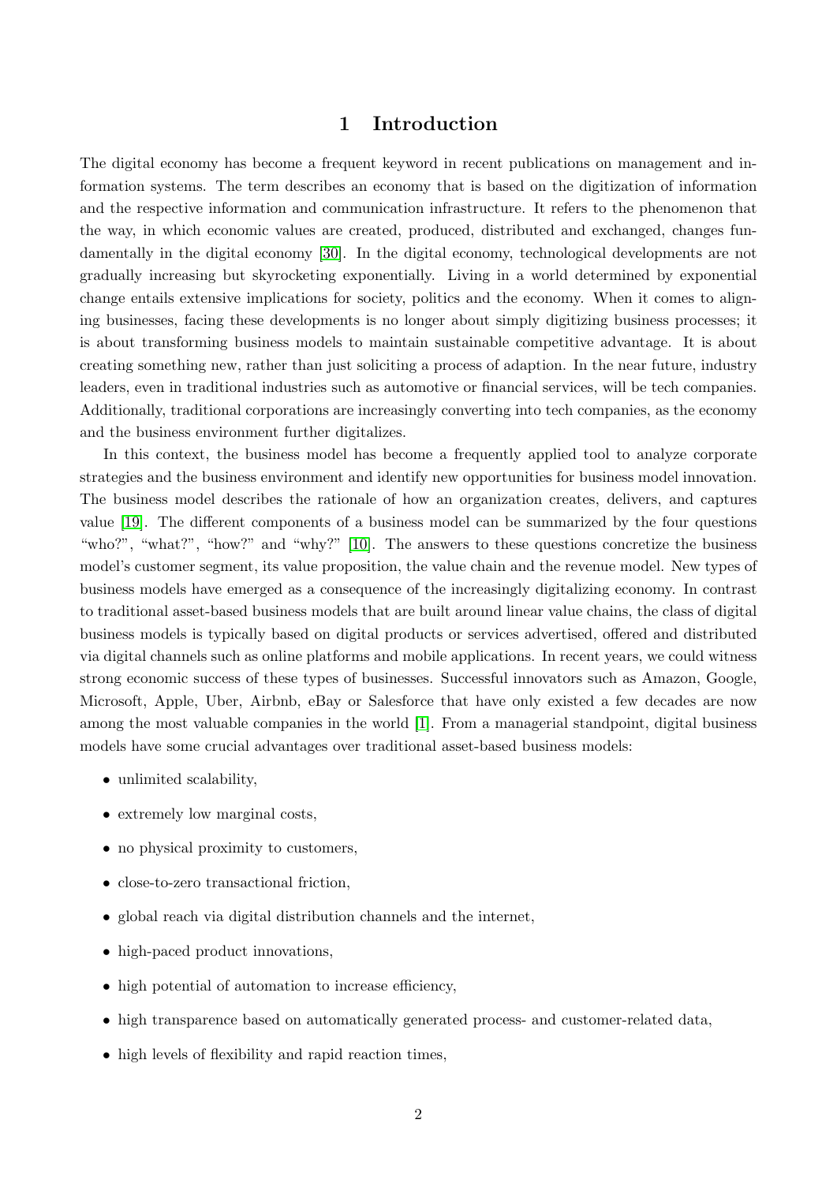# 1 Introduction

The digital economy has become a frequent keyword in recent publications on management and information systems. The term describes an economy that is based on the digitization of information and the respective information and communication infrastructure. It refers to the phenomenon that the way, in which economic values are created, produced, distributed and exchanged, changes fundamentally in the digital economy [30]. In the digital economy, technological developments are not gradually increasing but skyrocketing exponentially. Living in a world determined by exponential change entails extensive implications for society, politics and the economy. When it comes to aligning businesses, facing these developments is no longer about simply digitizing business processes; it is about transforming business models to maintain sustainable competitive advantage. It is about creating something new, rather than just soliciting a process of adaption. In the near future, industry leaders, even in traditional industries such as automotive or financial services, will be tech companies. Additionally, traditional corporations are increasingly converting into tech companies, as the economy and the business environment further digitalizes.

In this context, the business model has become a frequently applied tool to analyze corporate strategies and the business environment and identify new opportunities for business model innovation. The business model describes the rationale of how an organization creates, delivers, and captures value [19]. The different components of a business model can be summarized by the four questions "who?", "what?", "how?" and "why?" [10]. The answers to these questions concretize the business model's customer segment, its value proposition, the value chain and the revenue model. New types of business models have emerged as a consequence of the increasingly digitalizing economy. In contrast to traditional asset-based business models that are built around linear value chains, the class of digital business models is typically based on digital products or services advertised, offered and distributed via digital channels such as online platforms and mobile applications. In recent years, we could witness strong economic success of these types of businesses. Successful innovators such as Amazon, Google, Microsoft, Apple, Uber, Airbnb, eBay or Salesforce that have only existed a few decades are now among the most valuable companies in the world [1]. From a managerial standpoint, digital business models have some crucial advantages over traditional asset-based business models:

- unlimited scalability,
- extremely low marginal costs,
- no physical proximity to customers,
- close-to-zero transactional friction,
- global reach via digital distribution channels and the internet,
- high-paced product innovations,
- high potential of automation to increase efficiency,
- high transparence based on automatically generated process- and customer-related data,
- high levels of flexibility and rapid reaction times,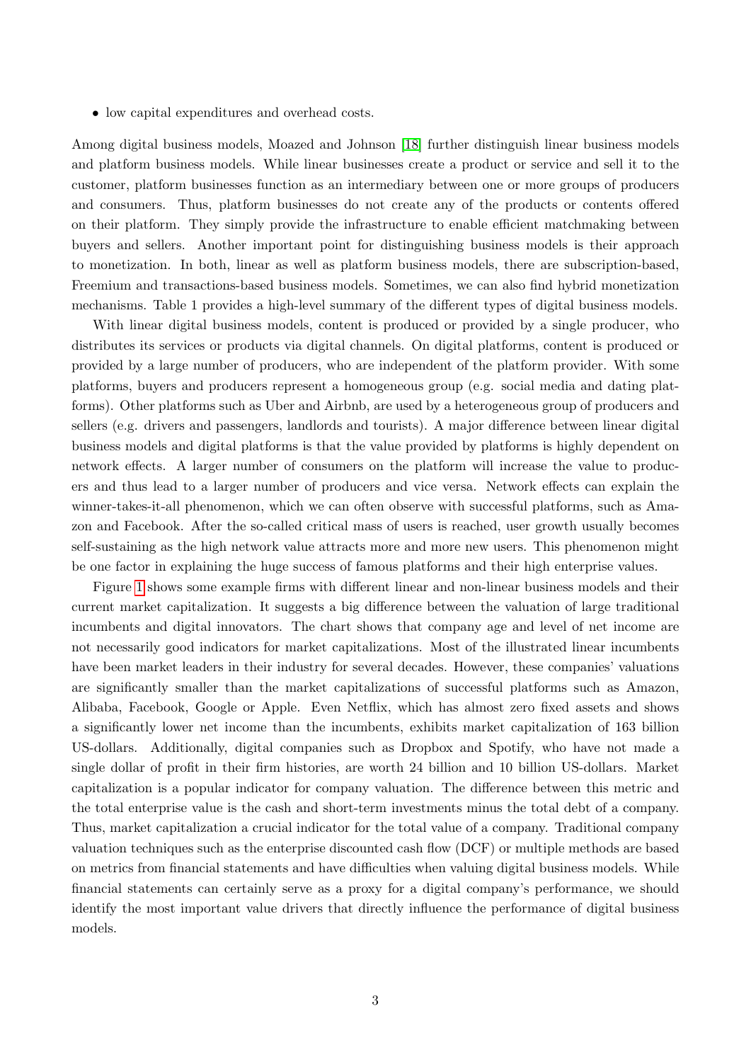- low capital expenditures and overhead costs.

Among digital business models, Moazed and Johnson [18] further distinguish linear business models and platform business models. While linear businesses create a product or service and sell it to the customer, platform businesses function as an intermediary between one or more groups of producers and consumers. Thus, platform businesses do not create any of the products or contents offered on their platform. They simply provide the infrastructure to enable efficient matchmaking between buyers and sellers. Another important point for distinguishing business models is their approach to monetization. In both, linear as well as platform business models, there are subscription-based, Freemium and transactions-based business models. Sometimes, we can also find hybrid monetization mechanisms. Table 1 provides a high-level summary of the different types of digital business models.

With linear digital business models, content is produced or provided by a single producer, who distributes its services or products via digital channels. On digital platforms, content is produced or provided by a large number of producers, who are independent of the platform provider. With some platforms, buyers and producers represent a homogeneous group (e.g. social media and dating platforms). Other platforms such as Uber and Airbnb, are used by a heterogeneous group of producers and sellers (e.g. drivers and passengers, landlords and tourists). A major difference between linear digital business models and digital platforms is that the value provided by platforms is highly dependent on network effects. A larger number of consumers on the platform will increase the value to producers and thus lead to a larger number of producers and vice versa. Network effects can explain the winner-takes-it-all phenomenon, which we can often observe with successful platforms, such as Amazon and Facebook. After the so-called critical mass of users is reached, user growth usually becomes self-sustaining as the high network value attracts more and more new users. This phenomenon might be one factor in explaining the huge success of famous platforms and their high enterprise values.

Figure 1 shows some example firms with different linear and non-linear business models and their current market capitalization. It suggests a big difference between the valuation of large traditional incumbents and digital innovators. The chart shows that company age and level of net income are not necessarily good indicators for market capitalizations. Most of the illustrated linear incumbents have been market leaders in their industry for several decades. However, these companies' valuations are significantly smaller than the market capitalizations of successful platforms such as Amazon, Alibaba, Facebook, Google or Apple. Even Netflix, which has almost zero fixed assets and shows a significantly lower net income than the incumbents, exhibits market capitalization of 163 billion US-dollars. Additionally, digital companies such as Dropbox and Spotify, who have not made a single dollar of profit in their firm histories, are worth 24 billion and 10 billion US-dollars. Market capitalization is a popular indicator for company valuation. The difference between this metric and the total enterprise value is the cash and short-term investments minus the total debt of a company. Thus, market capitalization a crucial indicator for the total value of a company. Traditional company valuation techniques such as the enterprise discounted cash flow (DCF) or multiple methods are based on metrics from financial statements and have difficulties when valuing digital business models. While financial statements can certainly serve as a proxy for a digital company's performance, we should identify the most important value drivers that directly influence the performance of digital business models.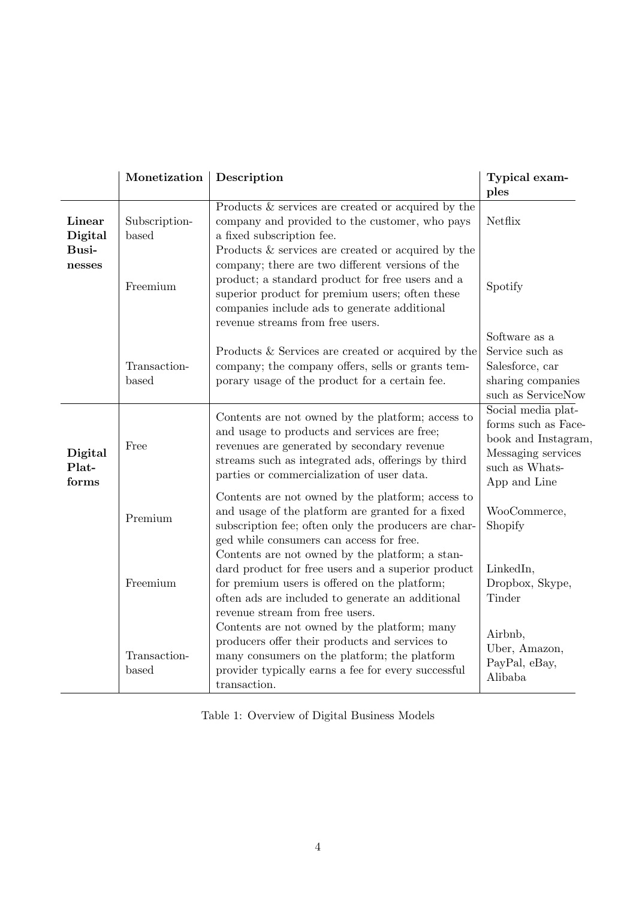| | Monetization | Description | Typical examples |
|---|---|---|---|
| **Linear Digital Businesses** | Subscription-based | Products & services are created or acquired by the company and provided to the customer, who pays a fixed subscription fee. | Netflix |
| | Freemium | Products & services are created or acquired by the company; there are two different versions of the product; a standard product for free users and a superior product for premium users; often these companies include ads to generate additional revenue streams from free users. | Spotify |
| | Transaction-based | Products & Services are created or acquired by the company; the company offers, sells or grants temporary usage of the product for a certain fee. | Software as a Service such as Salesforce, car sharing companies such as ServiceNow |
| **Digital Platforms** | Free | Contents are not owned by the platform; access to and usage to products and services are free; revenues are generated by secondary revenue streams such as integrated ads, offerings by third parties or commercialization of user data. | Social media platforms such as Facebook and Instagram, Messaging services such as WhatsApp and Line |
| | Premium | Contents are not owned by the platform; access to and usage of the platform are granted for a fixed subscription fee; often only the producers are charged while consumers can access for free. | WooCommerce, Shopify |
| | Freemium | Contents are not owned by the platform; a standard product for free users and a superior product for premium users is offered on the platform; often ads are included to generate an additional revenue stream from free users. | LinkedIn, Dropbox, Skype, Tinder |
| | Transaction-based | Contents are not owned by the platform; many producers offer their products and services to many consumers on the platform; the platform provider typically earns a fee for every successful transaction. | Airbnb, Uber, Amazon, PayPal, eBay, Alibaba |

Table 1: Overview of Digital Business Models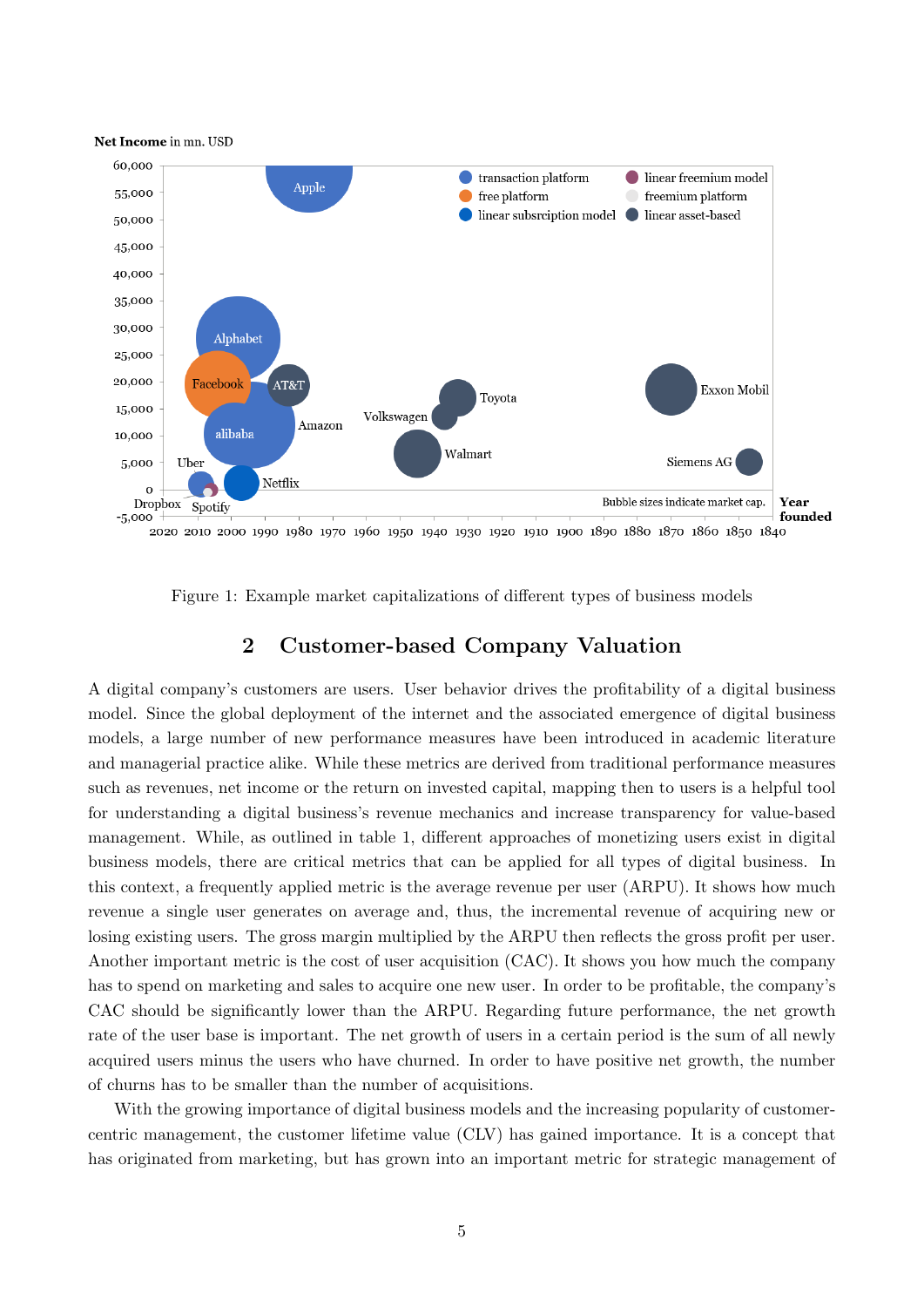Figure 1: Example market capitalizations of different types of business models

## 2 Customer-based Company Valuation

A digital company's customers are users. User behavior drives the profitability of a digital business model. Since the global deployment of the internet and the associated emergence of digital business models, a large number of new performance measures have been introduced in academic literature and managerial practice alike. While these metrics are derived from traditional performance measures such as revenues, net income or the return on invested capital, mapping then to users is a helpful tool for understanding a digital business's revenue mechanics and increase transparency for value-based management. While, as outlined in table 1, different approaches of monetizing users exist in digital business models, there are critical metrics that can be applied for all types of digital business. In this context, a frequently applied metric is the average revenue per user (ARPU). It shows how much revenue a single user generates on average and, thus, the incremental revenue of acquiring new or losing existing users. The gross margin multiplied by the ARPU then reflects the gross profit per user. Another important metric is the cost of user acquisition (CAC). It shows you how much the company has to spend on marketing and sales to acquire one new user. In order to be profitable, the company's CAC should be significantly lower than the ARPU. Regarding future performance, the net growth rate of the user base is important. The net growth of users in a certain period is the sum of all newly acquired users minus the users who have churned. In order to have positive net growth, the number of churns has to be smaller than the number of acquisitions.

With the growing importance of digital business models and the increasing popularity of customer-centric management, the customer lifetime value (CLV) has gained importance. It is a concept that has originated from marketing, but has grown into an important metric for strategic management of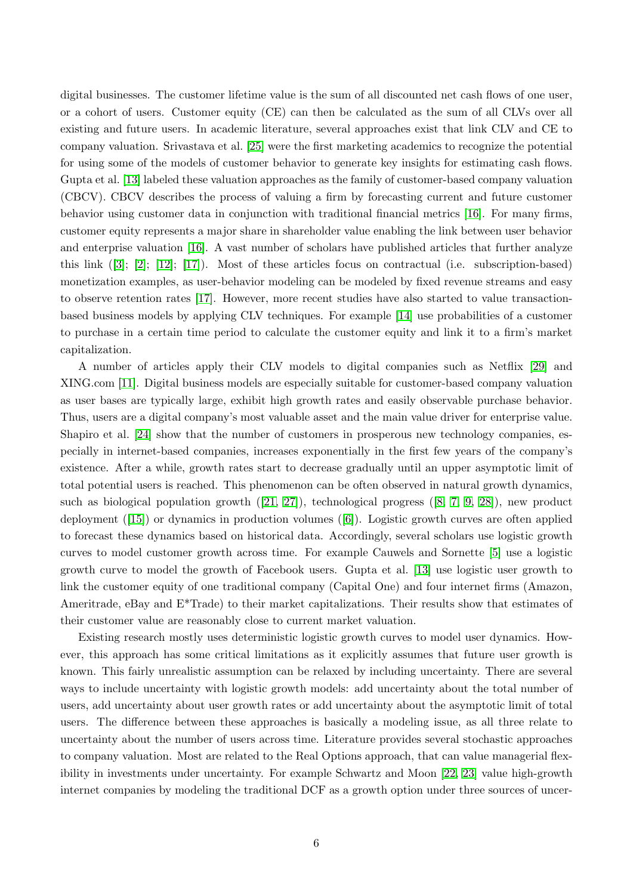digital businesses. The customer lifetime value is the sum of all discounted net cash flows of one user, or a cohort of users. Customer equity (CE) can then be calculated as the sum of all CLVs over all existing and future users. In academic literature, several approaches exist that link CLV and CE to company valuation. Srivastava et al. [25] were the first marketing academics to recognize the potential for using some of the models of customer behavior to generate key insights for estimating cash flows. Gupta et al. [13] labeled these valuation approaches as the family of customer-based company valuation (CBCV). CBCV describes the process of valuing a firm by forecasting current and future customer behavior using customer data in conjunction with traditional financial metrics [16]. For many firms, customer equity represents a major share in shareholder value enabling the link between user behavior and enterprise valuation [16]. A vast number of scholars have published articles that further analyze this link ([3]; [2]; [12]; [17]). Most of these articles focus on contractual (i.e. subscription-based) monetization examples, as user-behavior modeling can be modeled by fixed revenue streams and easy to observe retention rates [17]. However, more recent studies have also started to value transaction-based business models by applying CLV techniques. For example [14] use probabilities of a customer to purchase in a certain time period to calculate the customer equity and link it to a firm's market capitalization.

A number of articles apply their CLV models to digital companies such as Netflix [29] and XING.com [11]. Digital business models are especially suitable for customer-based company valuation as user bases are typically large, exhibit high growth rates and easily observable purchase behavior. Thus, users are a digital company's most valuable asset and the main value driver for enterprise value. Shapiro et al. [24] show that the number of customers in prosperous new technology companies, especially in internet-based companies, increases exponentially in the first few years of the company's existence. After a while, growth rates start to decrease gradually until an upper asymptotic limit of total potential users is reached. This phenomenon can be often observed in natural growth dynamics, such as biological population growth ([21, 27]), technological progress ([8, 7, 9, 28]), new product deployment ([15]) or dynamics in production volumes ([6]). Logistic growth curves are often applied to forecast these dynamics based on historical data. Accordingly, several scholars use logistic growth curves to model customer growth across time. For example Cauwels and Sornette [5] use a logistic growth curve to model the growth of Facebook users. Gupta et al. [13] use logistic user growth to link the customer equity of one traditional company (Capital One) and four internet firms (Amazon, Ameritrade, eBay and E*Trade) to their market capitalizations. Their results show that estimates of their customer value are reasonably close to current market valuation.

Existing research mostly uses deterministic logistic growth curves to model user dynamics. However, this approach has some critical limitations as it explicitly assumes that future user growth is known. This fairly unrealistic assumption can be relaxed by including uncertainty. There are several ways to include uncertainty with logistic growth models: add uncertainty about the total number of users, add uncertainty about user growth rates or add uncertainty about the asymptotic limit of total users. The difference between these approaches is basically a modeling issue, as all three relate to uncertainty about the number of users across time. Literature provides several stochastic approaches to company valuation. Most are related to the Real Options approach, that can value managerial flexibility in investments under uncertainty. For example Schwartz and Moon [22, 23] value high-growth internet companies by modeling the traditional DCF as a growth option under three sources of uncer-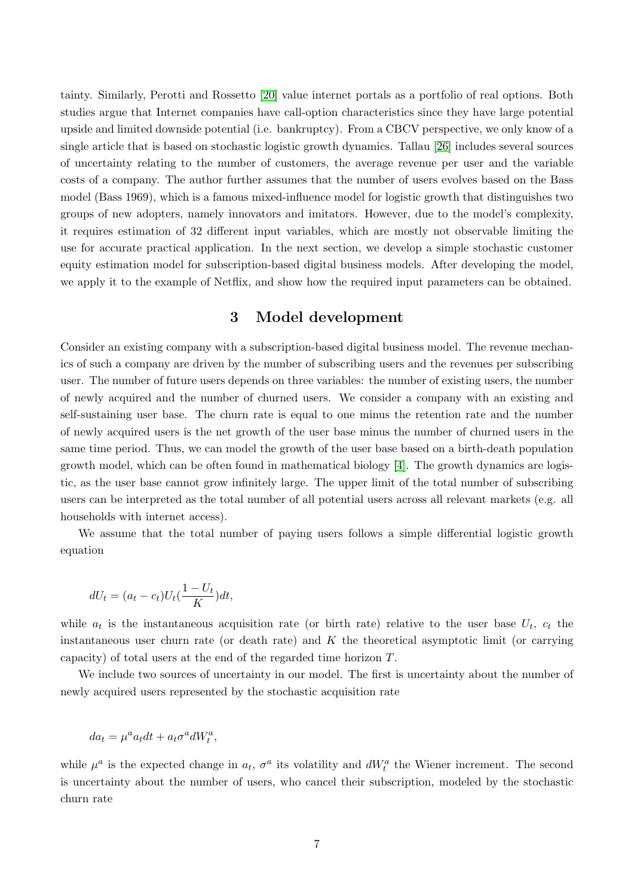tainty. Similarly, Perotti and Rossetto [20] value internet portals as a portfolio of real options. Both studies argue that Internet companies have call-option characteristics since they have large potential upside and limited downside potential (i.e. bankruptcy). From a CBCV perspective, we only know of a single article that is based on stochastic logistic growth dynamics. Tallau [26] includes several sources of uncertainty relating to the number of customers, the average revenue per user and the variable costs of a company. The author further assumes that the number of users evolves based on the Bass model (Bass 1969), which is a famous mixed-influence model for logistic growth that distinguishes two groups of new adopters, namely innovators and imitators. However, due to the model's complexity, it requires estimation of 32 different input variables, which are mostly not observable limiting the use for accurate practical application. In the next section, we develop a simple stochastic customer equity estimation model for subscription-based digital business models. After developing the model, we apply it to the example of Netflix, and show how the required input parameters can be obtained.

## 3 Model development

Consider an existing company with a subscription-based digital business model. The revenue mechanics of such a company are driven by the number of subscribing users and the revenues per subscribing user. The number of future users depends on three variables: the number of existing users, the number of newly acquired and the number of churned users. We consider a company with an existing and self-sustaining user base. The churn rate is equal to one minus the retention rate and the number of newly acquired users is the net growth of the user base minus the number of churned users in the same time period. Thus, we can model the growth of the user base based on a birth-death population growth model, which can be often found in mathematical biology [4]. The growth dynamics are logistic, as the user base cannot grow infinitely large. The upper limit of the total number of subscribing users can be interpreted as the total number of all potential users across all relevant markets (e.g. all households with internet access).

We assume that the total number of paying users follows a simple differential logistic growth equation

$$dU_t = (a_t - c_t)U_t(\frac{1 - U_t}{K})dt,$$

while $a_t$ is the instantaneous acquisition rate (or birth rate) relative to the user base $U_t$, $c_t$ the instantaneous user churn rate (or death rate) and $K$ the theoretical asymptotic limit (or carrying capacity) of total users at the end of the regarded time horizon $T$.

We include two sources of uncertainty in our model. The first is uncertainty about the number of newly acquired users represented by the stochastic acquisition rate

$$da_t = \mu^a a_t dt + a_t \sigma^a dW_t^a,$$

while $\mu^a$ is the expected change in $a_t$, $\sigma^a$ its volatility and $dW_t^a$ the Wiener increment. The second is uncertainty about the number of users, who cancel their subscription, modeled by the stochastic churn rate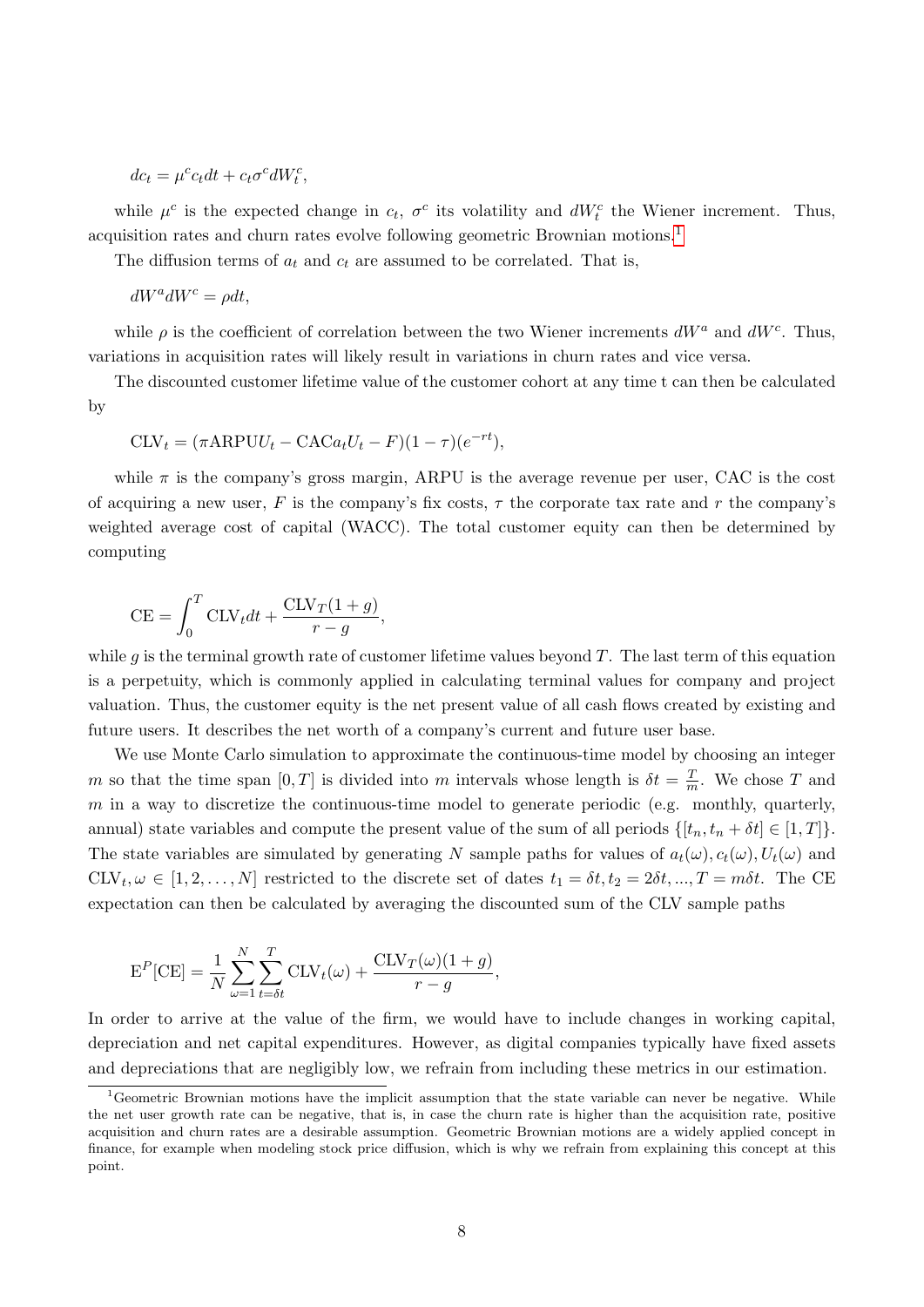$$dc_t = \mu^c c_t dt + c_t \sigma^c dW_t^c,$$

while $\mu^c$ is the expected change in $c_t$, $\sigma^c$ its volatility and $dW_t^c$ the Wiener increment. Thus, acquisition rates and churn rates evolve following geometric Brownian motions.[1]

The diffusion terms of $a_t$ and $c_t$ are assumed to be correlated. That is,

$$dW^a dW^c = \rho dt,$$

while $\rho$ is the coefficient of correlation between the two Wiener increments $dW^a$ and $dW^c$. Thus, variations in acquisition rates will likely result in variations in churn rates and vice versa.

The discounted customer lifetime value of the customer cohort at any time t can then be calculated by

$$\text{CLV}_t = (\pi \text{ARPU} U_t - \text{CAC} a_t U_t - F)(1-\tau)(e^{-rt}),$$

while $\pi$ is the company's gross margin, ARPU is the average revenue per user, CAC is the cost of acquiring a new user, $F$ is the company's fix costs, $\tau$ the corporate tax rate and $r$ the company's weighted average cost of capital (WACC). The total customer equity can then be determined by computing

$$\text{CE} = \int_0^T \text{CLV}_t dt + \frac{\text{CLV}_T(1+g)}{r-g},$$

while $g$ is the terminal growth rate of customer lifetime values beyond $T$. The last term of this equation is a perpetuity, which is commonly applied in calculating terminal values for company and project valuation. Thus, the customer equity is the net present value of all cash flows created by existing and future users. It describes the net worth of a company's current and future user base.

We use Monte Carlo simulation to approximate the continuous-time model by choosing an integer $m$ so that the time span $[0, T]$ is divided into $m$ intervals whose length is $\delta t = \frac{T}{m}$. We chose $T$ and $m$ in a way to discretize the continuous-time model to generate periodic (e.g. monthly, quarterly, annual) state variables and compute the present value of the sum of all periods $\{[t_n, t_n + \delta t] \in [1, T]\}$. The state variables are simulated by generating $N$ sample paths for values of $a_t(\omega), c_t(\omega), U_t(\omega)$ and $\text{CLV}_t, \omega \in [1, 2, \ldots, N]$ restricted to the discrete set of dates $t_1 = \delta t, t_2 = 2\delta t, ..., T = m\delta t$. The CE expectation can then be calculated by averaging the discounted sum of the CLV sample paths

$$\text{E}^P[\text{CE}] = \frac{1}{N} \sum_{\omega=1}^{N} \sum_{t=\delta t}^{T} \text{CLV}_t(\omega) + \frac{\text{CLV}_T(\omega)(1+g)}{r-g},$$

In order to arrive at the value of the firm, we would have to include changes in working capital, depreciation and net capital expenditures. However, as digital companies typically have fixed assets and depreciations that are negligibly low, we refrain from including these metrics in our estimation.

[1] Geometric Brownian motions have the implicit assumption that the state variable can never be negative. While the net user growth rate can be negative, that is, in case the churn rate is higher than the acquisition rate, positive acquisition and churn rates are a desirable assumption. Geometric Brownian motions are a widely applied concept in finance, for example when modeling stock price diffusion, which is why we refrain from explaining this concept at this point.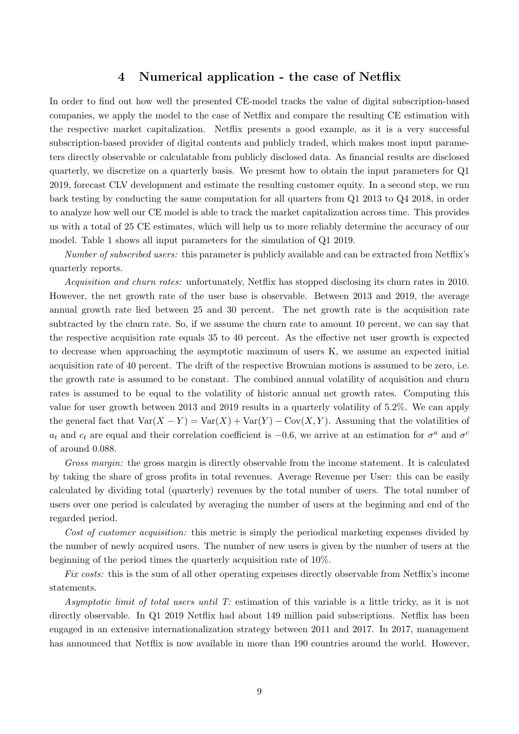## 4 Numerical application - the case of Netflix

In order to find out how well the presented CE-model tracks the value of digital subscription-based companies, we apply the model to the case of Netflix and compare the resulting CE estimation with the respective market capitalization. Netflix presents a good example, as it is a very successful subscription-based provider of digital contents and publicly traded, which makes most input parameters directly observable or calculatable from publicly disclosed data. As financial results are disclosed quarterly, we discretize on a quarterly basis. We present how to obtain the input parameters for Q1 2019, forecast CLV development and estimate the resulting customer equity. In a second step, we run back testing by conducting the same computation for all quarters from Q1 2013 to Q4 2018, in order to analyze how well our CE model is able to track the market capitalization across time. This provides us with a total of 25 CE estimates, which will help us to more reliably determine the accuracy of our model. Table 1 shows all input parameters for the simulation of Q1 2019.

*Number of subscribed users:* this parameter is publicly available and can be extracted from Netflix's quarterly reports.

*Acquisition and churn rates:* unfortunately, Netflix has stopped disclosing its churn rates in 2010. However, the net growth rate of the user base is observable. Between 2013 and 2019, the average annual growth rate lied between 25 and 30 percent. The net growth rate is the acquisition rate subtracted by the churn rate. So, if we assume the churn rate to amount 10 percent, we can say that the respective acquisition rate equals 35 to 40 percent. As the effective net user growth is expected to decrease when approaching the asymptotic maximum of users K, we assume an expected initial acquisition rate of 40 percent. The drift of the respective Brownian motions is assumed to be zero, i.e. the growth rate is assumed to be constant. The combined annual volatility of acquisition and churn rates is assumed to be equal to the volatility of historic annual net growth rates. Computing this value for user growth between 2013 and 2019 results in a quarterly volatility of 5.2%. We can apply the general fact that $\mathrm{Var}(X - Y) = \mathrm{Var}(X) + \mathrm{Var}(Y) - \mathrm{Cov}(X, Y)$. Assuming that the volatilities of $a_t$ and $c_t$ are equal and their correlation coefficient is $-0.6$, we arrive at an estimation for $\sigma^a$ and $\sigma^c$ of around 0.088.

*Gross margin:* the gross margin is directly observable from the income statement. It is calculated by taking the share of gross profits in total revenues. Average Revenue per User: this can be easily calculated by dividing total (quarterly) revenues by the total number of users. The total number of users over one period is calculated by averaging the number of users at the beginning and end of the regarded period.

*Cost of customer acquisition:* this metric is simply the periodical marketing expenses divided by the number of newly acquired users. The number of new users is given by the number of users at the beginning of the period times the quarterly acquisition rate of 10%.

*Fix costs:* this is the sum of all other operating expenses directly observable from Netflix's income statements.

*Asymptotic limit of total users until T:* estimation of this variable is a little tricky, as it is not directly observable. In Q1 2019 Netflix had about 149 million paid subscriptions. Netflix has been engaged in an extensive internationalization strategy between 2011 and 2017. In 2017, management has announced that Netflix is now available in more than 190 countries around the world. However,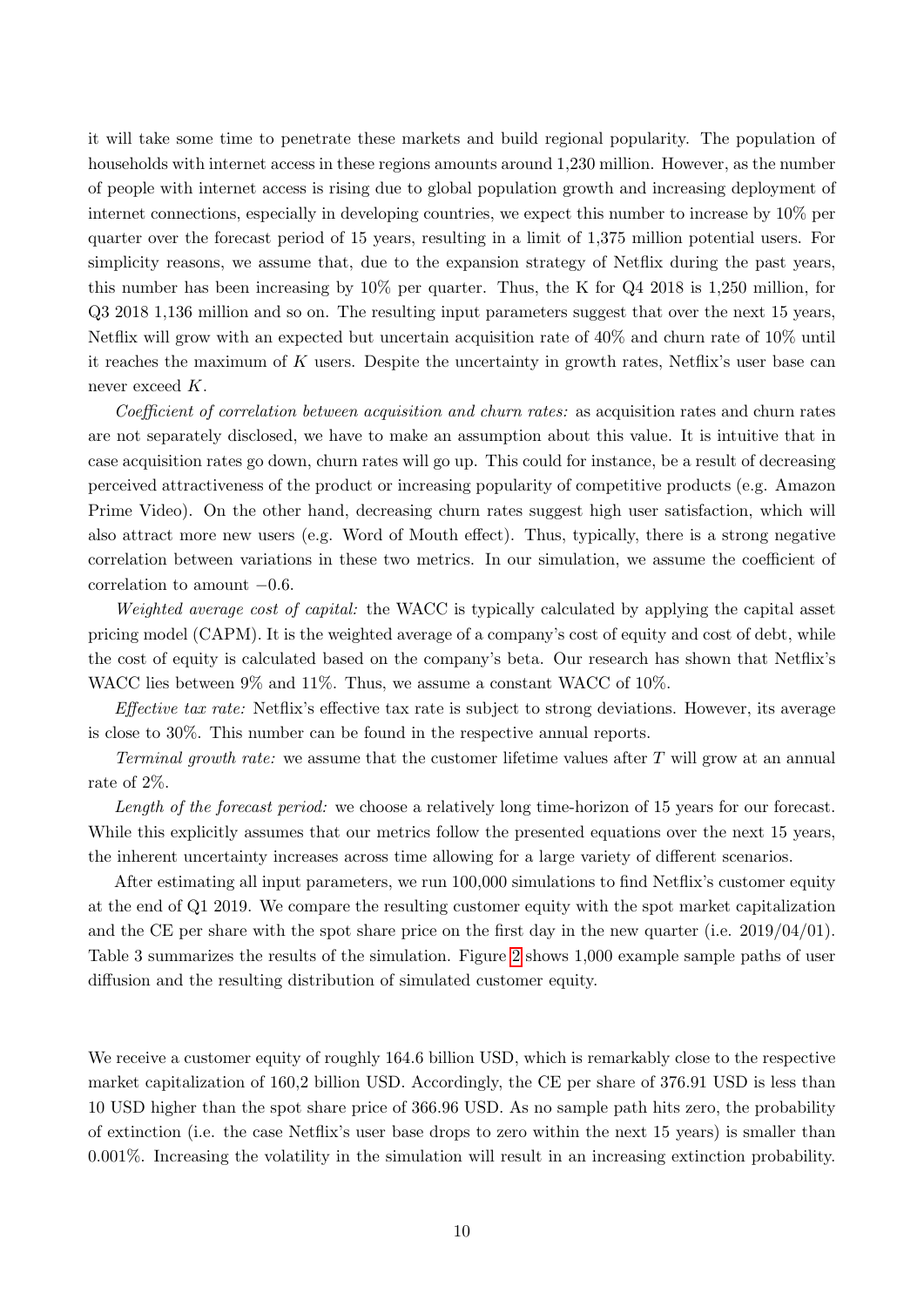it will take some time to penetrate these markets and build regional popularity. The population of households with internet access in these regions amounts around 1,230 million. However, as the number of people with internet access is rising due to global population growth and increasing deployment of internet connections, especially in developing countries, we expect this number to increase by 10% per quarter over the forecast period of 15 years, resulting in a limit of 1,375 million potential users. For simplicity reasons, we assume that, due to the expansion strategy of Netflix during the past years, this number has been increasing by 10% per quarter. Thus, the K for Q4 2018 is 1,250 million, for Q3 2018 1,136 million and so on. The resulting input parameters suggest that over the next 15 years, Netflix will grow with an expected but uncertain acquisition rate of 40% and churn rate of 10% until it reaches the maximum of $K$ users. Despite the uncertainty in growth rates, Netflix's user base can never exceed $K$.

*Coefficient of correlation between acquisition and churn rates:* as acquisition rates and churn rates are not separately disclosed, we have to make an assumption about this value. It is intuitive that in case acquisition rates go down, churn rates will go up. This could for instance, be a result of decreasing perceived attractiveness of the product or increasing popularity of competitive products (e.g. Amazon Prime Video). On the other hand, decreasing churn rates suggest high user satisfaction, which will also attract more new users (e.g. Word of Mouth effect). Thus, typically, there is a strong negative correlation between variations in these two metrics. In our simulation, we assume the coefficient of correlation to amount $-0.6$.

*Weighted average cost of capital:* the WACC is typically calculated by applying the capital asset pricing model (CAPM). It is the weighted average of a company's cost of equity and cost of debt, while the cost of equity is calculated based on the company's beta. Our research has shown that Netflix's WACC lies between 9% and 11%. Thus, we assume a constant WACC of 10%.

*Effective tax rate:* Netflix's effective tax rate is subject to strong deviations. However, its average is close to 30%. This number can be found in the respective annual reports.

*Terminal growth rate:* we assume that the customer lifetime values after $T$ will grow at an annual rate of 2%.

*Length of the forecast period:* we choose a relatively long time-horizon of 15 years for our forecast. While this explicitly assumes that our metrics follow the presented equations over the next 15 years, the inherent uncertainty increases across time allowing for a large variety of different scenarios.

After estimating all input parameters, we run 100,000 simulations to find Netflix's customer equity at the end of Q1 2019. We compare the resulting customer equity with the spot market capitalization and the CE per share with the spot share price on the first day in the new quarter (i.e. 2019/04/01). Table 3 summarizes the results of the simulation. Figure 2 shows 1,000 example sample paths of user diffusion and the resulting distribution of simulated customer equity.

We receive a customer equity of roughly 164.6 billion USD, which is remarkably close to the respective market capitalization of 160,2 billion USD. Accordingly, the CE per share of 376.91 USD is less than 10 USD higher than the spot share price of 366.96 USD. As no sample path hits zero, the probability of extinction (i.e. the case Netflix's user base drops to zero within the next 15 years) is smaller than 0.001%. Increasing the volatility in the simulation will result in an increasing extinction probability.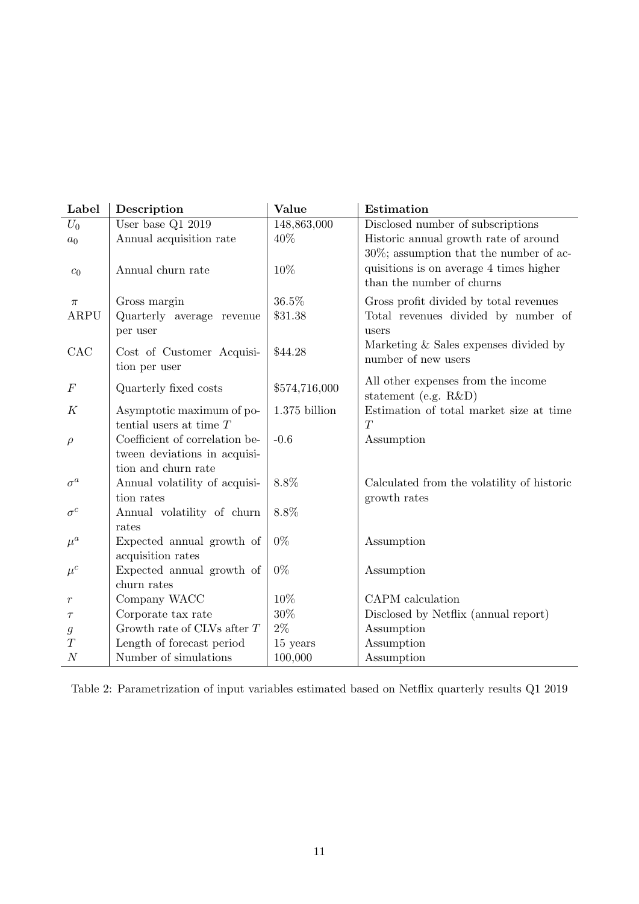| Label | Description | Value | Estimation |
|---|---|---|---|
| $U_0$ | User base Q1 2019 | 148,863,000 | Disclosed number of subscriptions |
| $a_0$ | Annual acquisition rate | 40% | Historic annual growth rate of around 30%; assumption that the number of acquisitions is on average 4 times higher than the number of churns |
| $c_0$ | Annual churn rate | 10% | |
| $\pi$ | Gross margin | 36.5% | Gross profit divided by total revenues |
| ARPU | Quarterly average revenue per user | \$31.38 | Total revenues divided by number of users |
| CAC | Cost of Customer Acquisition per user | \$44.28 | Marketing & Sales expenses divided by number of new users |
| $F$ | Quarterly fixed costs | \$574,716,000 | All other expenses from the income statement (e.g. R&D) |
| $K$ | Asymptotic maximum of potential users at time $T$ | 1.375 billion | Estimation of total market size at time $T$ |
| $\rho$ | Coefficient of correlation between deviations in acquisition and churn rate | -0.6 | Assumption |
| $\sigma^a$ | Annual volatility of acquisition rates | 8.8% | Calculated from the volatility of historic growth rates |
| $\sigma^c$ | Annual volatility of churn rates | 8.8% | |
| $\mu^a$ | Expected annual growth of acquisition rates | 0% | Assumption |
| $\mu^c$ | Expected annual growth of churn rates | 0% | Assumption |
| $r$ | Company WACC | 10% | CAPM calculation |
| $\tau$ | Corporate tax rate | 30% | Disclosed by Netflix (annual report) |
| $g$ | Growth rate of CLVs after $T$ | 2% | Assumption |
| $T$ | Length of forecast period | 15 years | Assumption |
| $N$ | Number of simulations | 100,000 | Assumption |

Table 2: Parametrization of input variables estimated based on Netflix quarterly results Q1 2019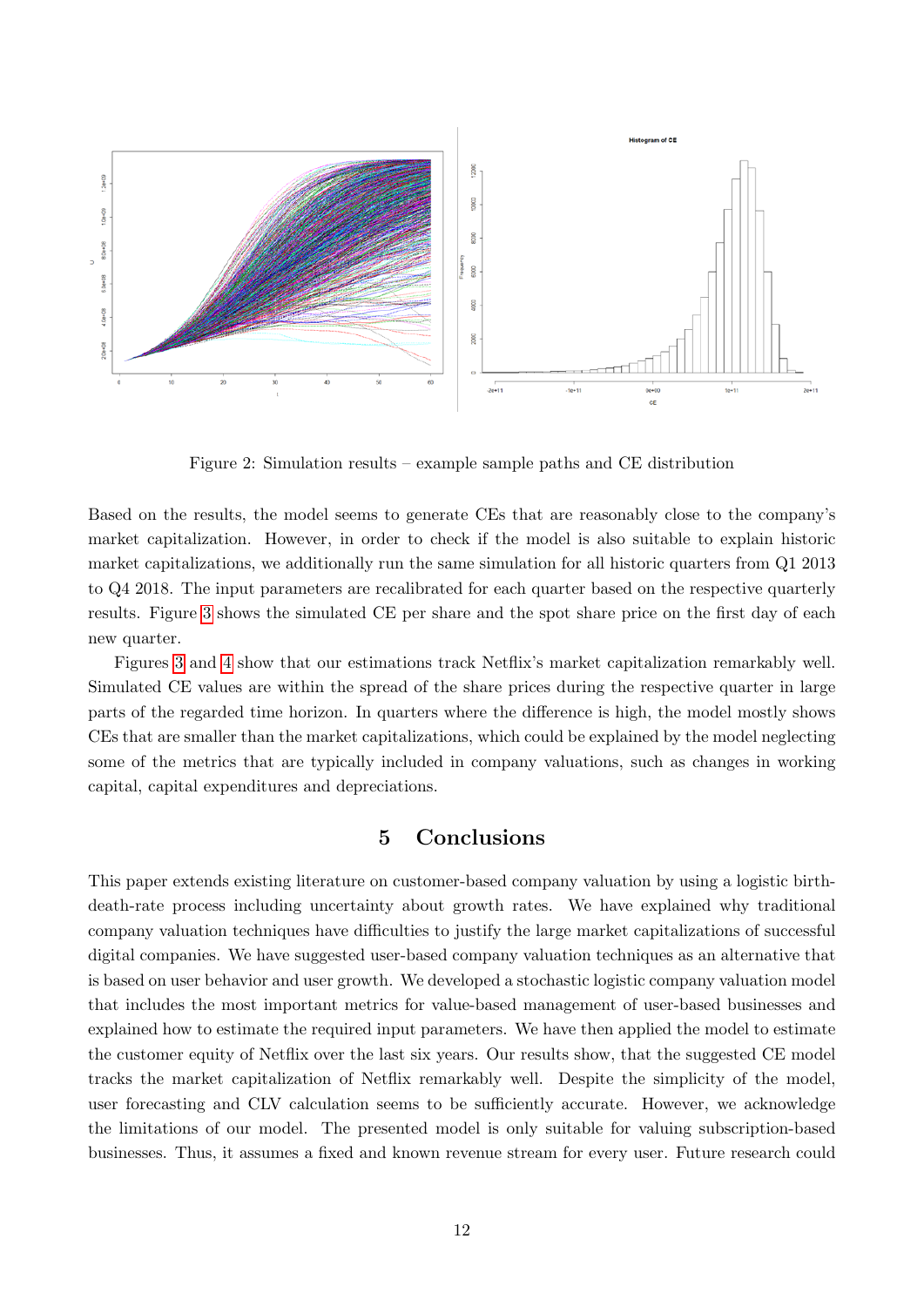Figure 2: Simulation results – example sample paths and CE distribution

Based on the results, the model seems to generate CEs that are reasonably close to the company's market capitalization. However, in order to check if the model is also suitable to explain historic market capitalizations, we additionally run the same simulation for all historic quarters from Q1 2013 to Q4 2018. The input parameters are recalibrated for each quarter based on the respective quarterly results. Figure 3 shows the simulated CE per share and the spot share price on the first day of each new quarter.

Figures 3 and 4 show that our estimations track Netflix's market capitalization remarkably well. Simulated CE values are within the spread of the share prices during the respective quarter in large parts of the regarded time horizon. In quarters where the difference is high, the model mostly shows CEs that are smaller than the market capitalizations, which could be explained by the model neglecting some of the metrics that are typically included in company valuations, such as changes in working capital, capital expenditures and depreciations.

## 5 Conclusions

This paper extends existing literature on customer-based company valuation by using a logistic birth-death-rate process including uncertainty about growth rates. We have explained why traditional company valuation techniques have difficulties to justify the large market capitalizations of successful digital companies. We have suggested user-based company valuation techniques as an alternative that is based on user behavior and user growth. We developed a stochastic logistic company valuation model that includes the most important metrics for value-based management of user-based businesses and explained how to estimate the required input parameters. We have then applied the model to estimate the customer equity of Netflix over the last six years. Our results show, that the suggested CE model tracks the market capitalization of Netflix remarkably well. Despite the simplicity of the model, user forecasting and CLV calculation seems to be sufficiently accurate. However, we acknowledge the limitations of our model. The presented model is only suitable for valuing subscription-based businesses. Thus, it assumes a fixed and known revenue stream for every user. Future research could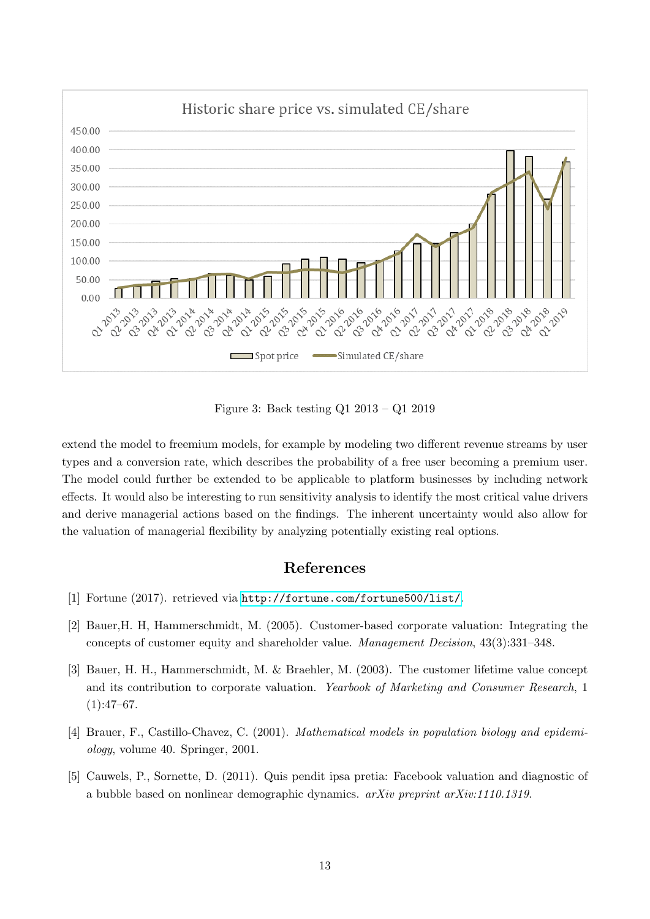Figure 3: Back testing Q1 2013 – Q1 2019

extend the model to freemium models, for example by modeling two different revenue streams by user types and a conversion rate, which describes the probability of a free user becoming a premium user. The model could further be extended to be applicable to platform businesses by including network effects. It would also be interesting to run sensitivity analysis to identify the most critical value drivers and derive managerial actions based on the findings. The inherent uncertainty would also allow for the valuation of managerial flexibility by analyzing potentially existing real options.

## References

[1] Fortune (2017). retrieved via http://fortune.com/fortune500/list/.

[2] Bauer,H. H, Hammerschmidt, M. (2005). Customer-based corporate valuation: Integrating the concepts of customer equity and shareholder value. *Management Decision*, 43(3):331–348.

[3] Bauer, H. H., Hammerschmidt, M. & Braehler, M. (2003). The customer lifetime value concept and its contribution to corporate valuation. *Yearbook of Marketing and Consumer Research*, 1 (1):47–67.

[4] Brauer, F., Castillo-Chavez, C. (2001). *Mathematical models in population biology and epidemiology*, volume 40. Springer, 2001.

[5] Cauwels, P., Sornette, D. (2011). Quis pendit ipsa pretia: Facebook valuation and diagnostic of a bubble based on nonlinear demographic dynamics. *arXiv preprint arXiv:1110.1319*.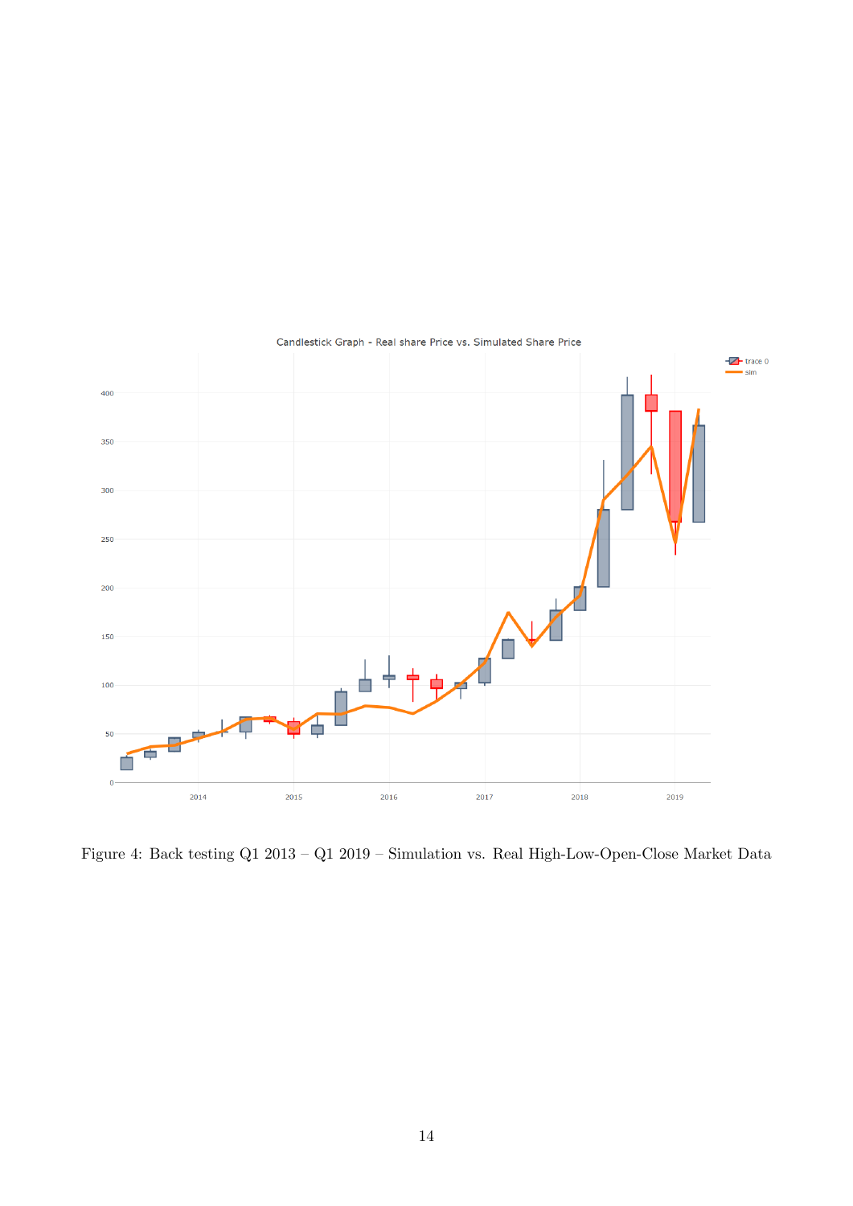Figure 4: Back testing Q1 2013 – Q1 2019 – Simulation vs. Real High-Low-Open-Close Market Data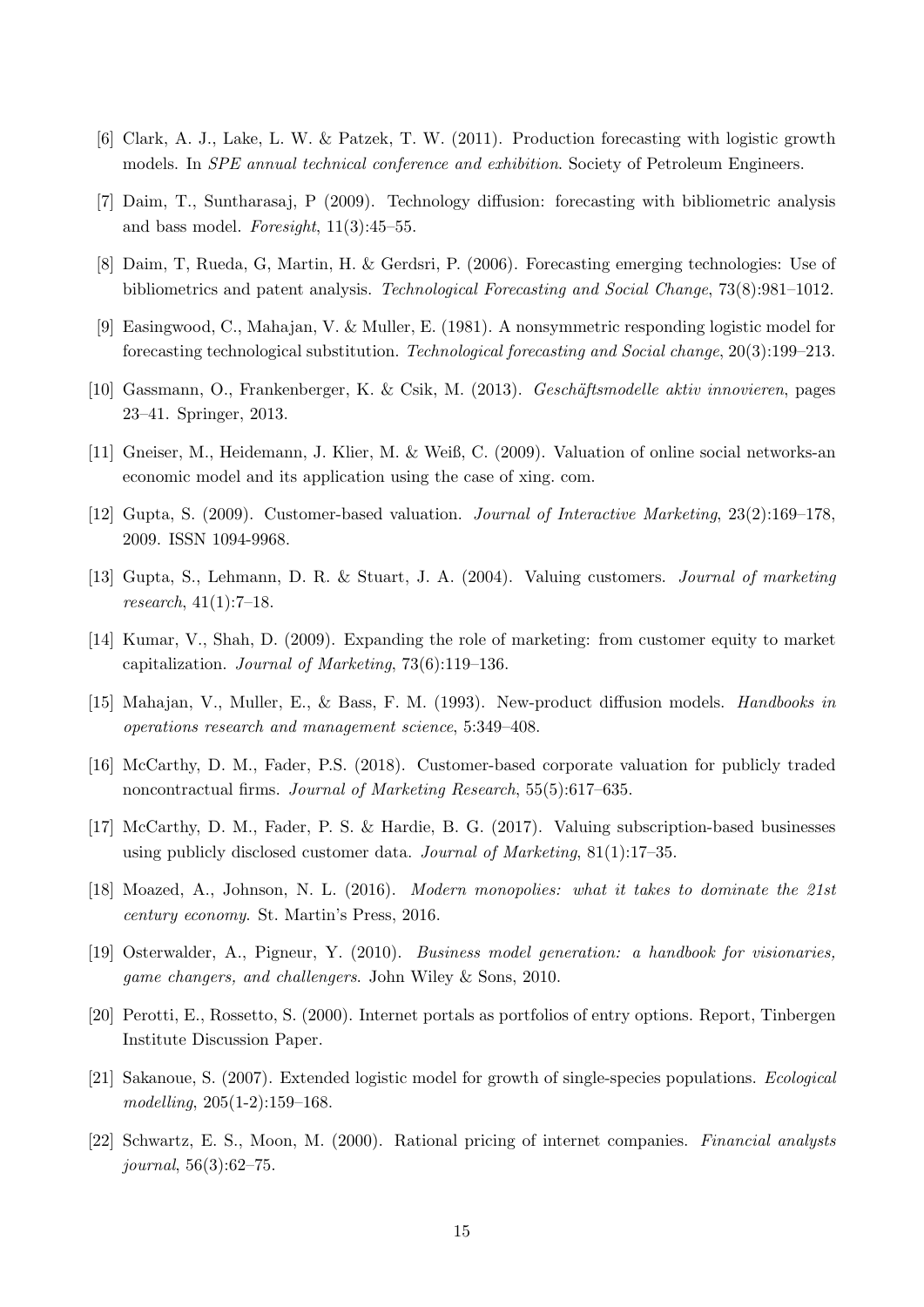[6] Clark, A. J., Lake, L. W. & Patzek, T. W. (2011). Production forecasting with logistic growth models. In *SPE annual technical conference and exhibition*. Society of Petroleum Engineers.

[7] Daim, T., Suntharasaj, P (2009). Technology diffusion: forecasting with bibliometric analysis and bass model. *Foresight*, 11(3):45–55.

[8] Daim, T, Rueda, G, Martin, H. & Gerdsri, P. (2006). Forecasting emerging technologies: Use of bibliometrics and patent analysis. *Technological Forecasting and Social Change*, 73(8):981–1012.

[9] Easingwood, C., Mahajan, V. & Muller, E. (1981). A nonsymmetric responding logistic model for forecasting technological substitution. *Technological forecasting and Social change*, 20(3):199–213.

[10] Gassmann, O., Frankenberger, K. & Csik, M. (2013). *Geschäftsmodelle aktiv innovieren*, pages 23–41. Springer, 2013.

[11] Gneiser, M., Heidemann, J. Klier, M. & Weiß, C. (2009). Valuation of online social networks-an economic model and its application using the case of xing. com.

[12] Gupta, S. (2009). Customer-based valuation. *Journal of Interactive Marketing*, 23(2):169–178, 2009. ISSN 1094-9968.

[13] Gupta, S., Lehmann, D. R. & Stuart, J. A. (2004). Valuing customers. *Journal of marketing research*, 41(1):7–18.

[14] Kumar, V., Shah, D. (2009). Expanding the role of marketing: from customer equity to market capitalization. *Journal of Marketing*, 73(6):119–136.

[15] Mahajan, V., Muller, E., & Bass, F. M. (1993). New-product diffusion models. *Handbooks in operations research and management science*, 5:349–408.

[16] McCarthy, D. M., Fader, P.S. (2018). Customer-based corporate valuation for publicly traded noncontractual firms. *Journal of Marketing Research*, 55(5):617–635.

[17] McCarthy, D. M., Fader, P. S. & Hardie, B. G. (2017). Valuing subscription-based businesses using publicly disclosed customer data. *Journal of Marketing*, 81(1):17–35.

[18] Moazed, A., Johnson, N. L. (2016). *Modern monopolies: what it takes to dominate the 21st century economy*. St. Martin's Press, 2016.

[19] Osterwalder, A., Pigneur, Y. (2010). *Business model generation: a handbook for visionaries, game changers, and challengers*. John Wiley & Sons, 2010.

[20] Perotti, E., Rossetto, S. (2000). Internet portals as portfolios of entry options. Report, Tinbergen Institute Discussion Paper.

[21] Sakanoue, S. (2007). Extended logistic model for growth of single-species populations. *Ecological modelling*, 205(1-2):159–168.

[22] Schwartz, E. S., Moon, M. (2000). Rational pricing of internet companies. *Financial analysts journal*, 56(3):62–75.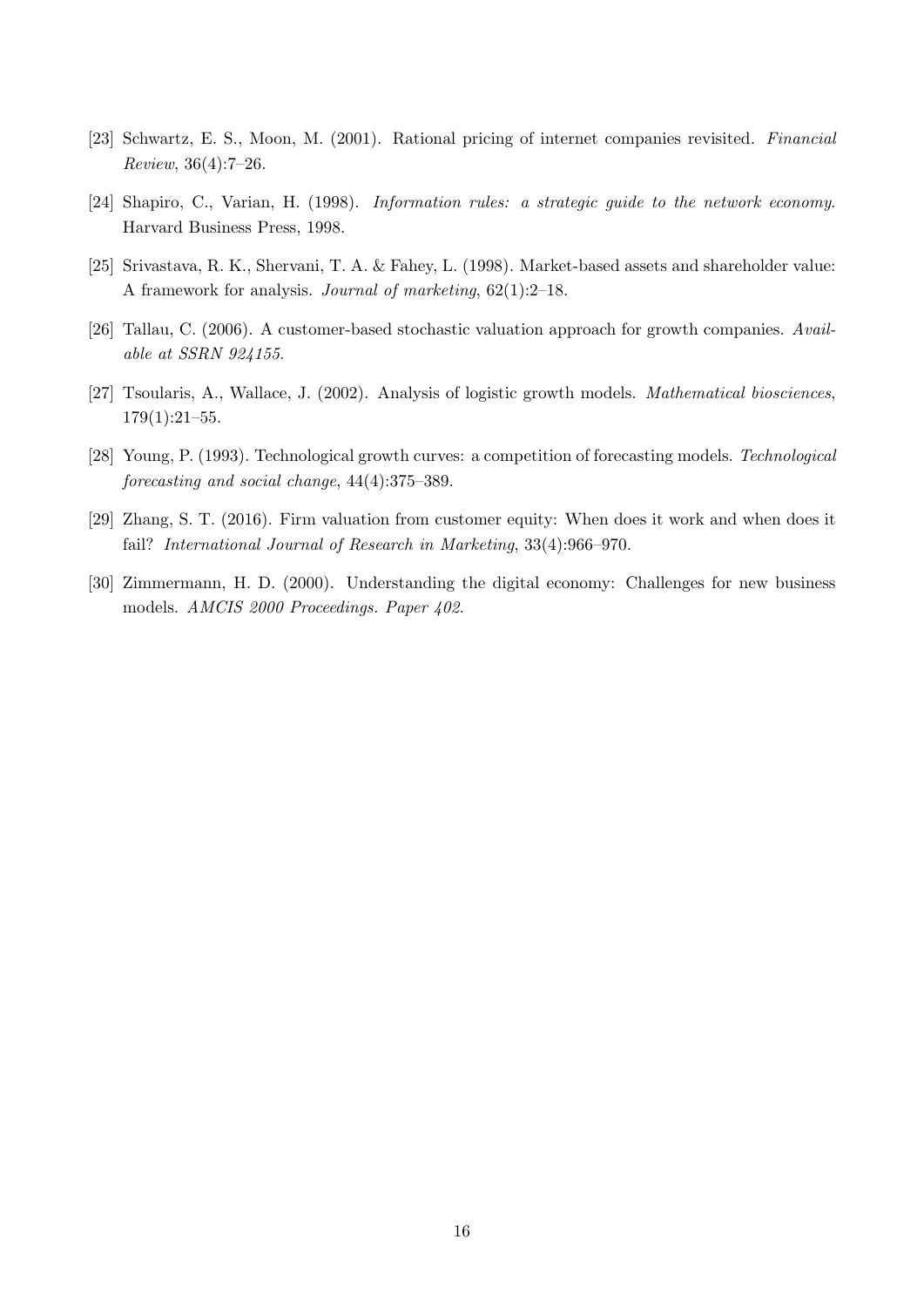[23] Schwartz, E. S., Moon, M. (2001). Rational pricing of internet companies revisited. *Financial Review*, 36(4):7–26.

[24] Shapiro, C., Varian, H. (1998). *Information rules: a strategic guide to the network economy*. Harvard Business Press, 1998.

[25] Srivastava, R. K., Shervani, T. A. & Fahey, L. (1998). Market-based assets and shareholder value: A framework for analysis. *Journal of marketing*, 62(1):2–18.

[26] Tallau, C. (2006). A customer-based stochastic valuation approach for growth companies. *Available at SSRN 924155*.

[27] Tsoularis, A., Wallace, J. (2002). Analysis of logistic growth models. *Mathematical biosciences*, 179(1):21–55.

[28] Young, P. (1993). Technological growth curves: a competition of forecasting models. *Technological forecasting and social change*, 44(4):375–389.

[29] Zhang, S. T. (2016). Firm valuation from customer equity: When does it work and when does it fail? *International Journal of Research in Marketing*, 33(4):966–970.

[30] Zimmermann, H. D. (2000). Understanding the digital economy: Challenges for new business models. *AMCIS 2000 Proceedings. Paper 402*.